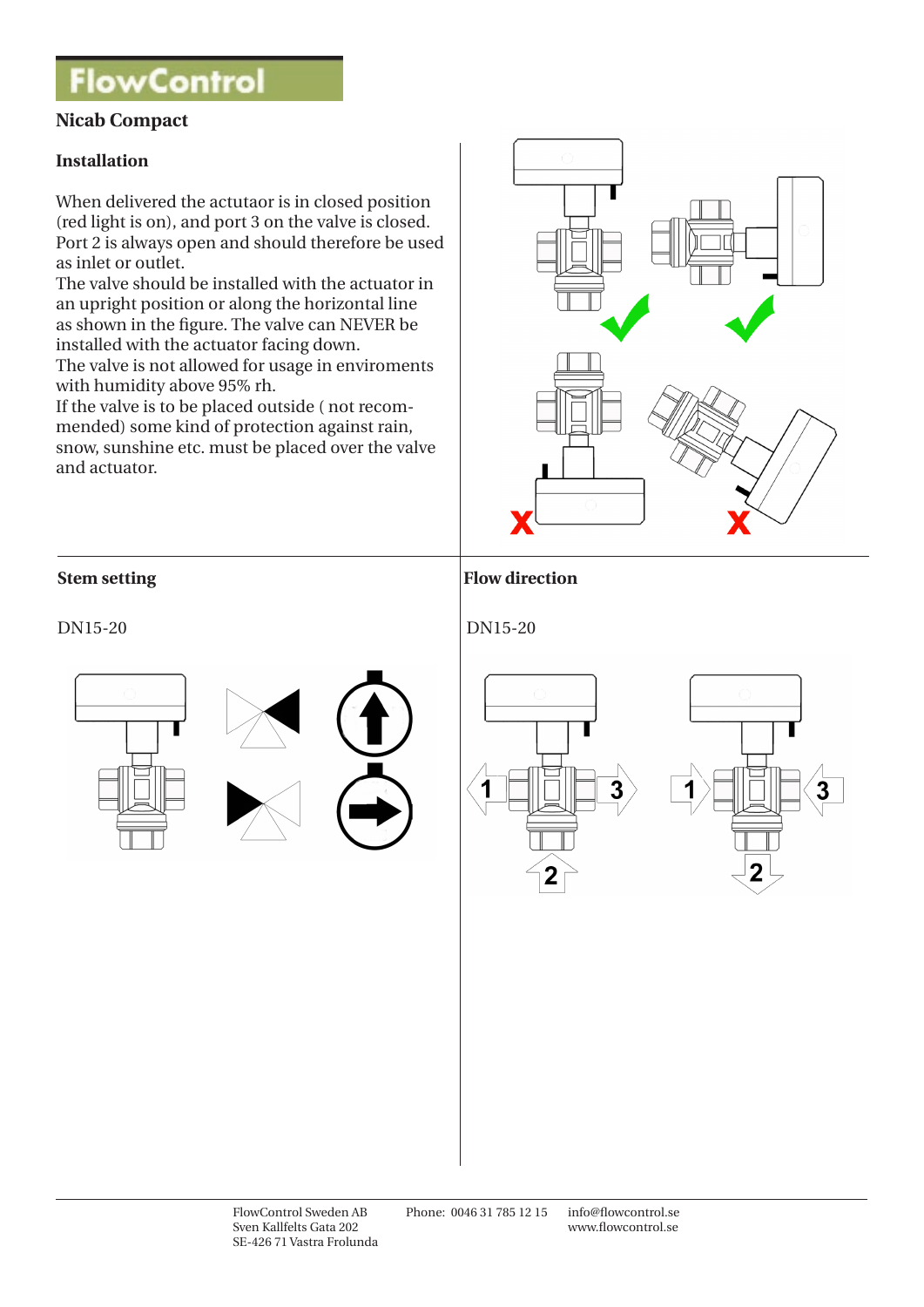# FlowControl

## Nicab Compact

### Installation

When delivered the actutaor is in closed position (red light is on), and port 3 on the valve is closed. Port 2 is always open and should therefore be used as inlet or outlet.
The valve should be installed with the actuator in an upright position or along the horizontal line as shown in the figure. The valve can NEVER be installed with the actuator facing down.
The valve is not allowed for usage in enviroments with humidity above 95% rh.
If the valve is to be placed outside ( not recommended) some kind of protection against rain, snow, sunshine etc. must be placed over the valve and actuator.

### Stem setting

DN15-20

### Flow direction

DN15-20

FlowControl Sweden AB
Sven Kallfelts Gata 202
SE-426 71 Vastra Frolunda

Phone: 0046 31 785 12 15

info@flowcontrol.se
www.flowcontrol.se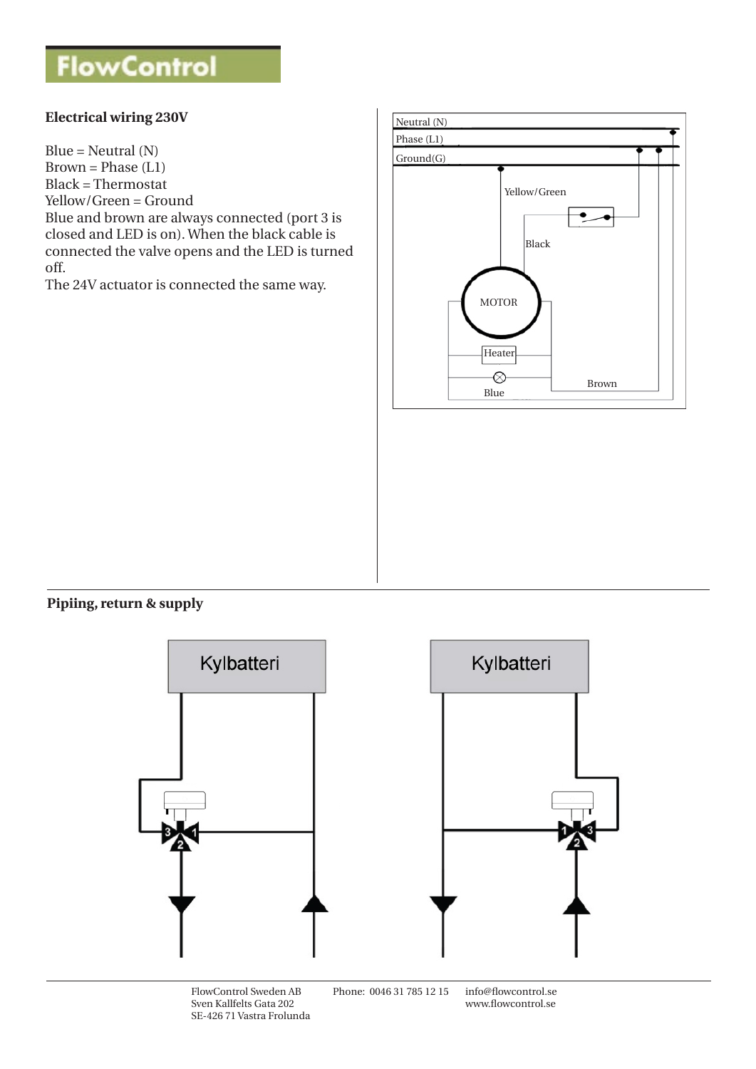**Electrical wiring 230V**

Blue = Neutral (N)
Brown = Phase (L1)
Black = Thermostat
Yellow/Green = Ground
Blue and brown are always connected (port 3 is closed and LED is on). When the black cable is connected the valve opens and the LED is turned off.
The 24V actuator is connected the same way.

Neutral (N)
Phase (L1)
Ground(G)
Yellow/Green
Black
MOTOR
Heater
Brown
Blue

**Pipiing, return & supply**

Kylbatteri
3
1
2

Kylbatteri
1
3
2